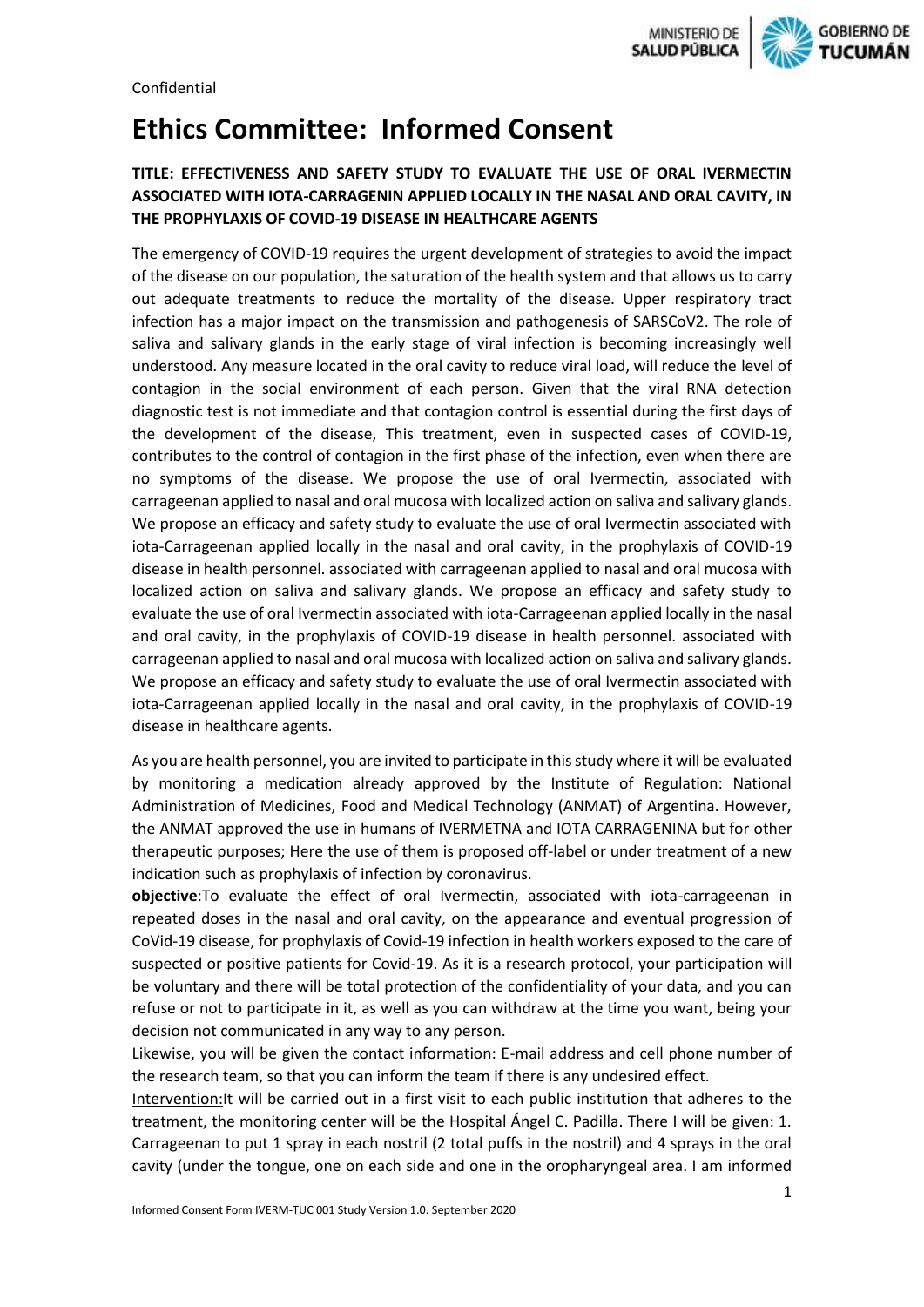Confidential

# Ethics Committee: Informed Consent

**TITLE: EFFECTIVENESS AND SAFETY STUDY TO EVALUATE THE USE OF ORAL IVERMECTIN ASSOCIATED WITH IOTA-CARRAGENIN APPLIED LOCALLY IN THE NASAL AND ORAL CAVITY, IN THE PROPHYLAXIS OF COVID-19 DISEASE IN HEALTHCARE AGENTS**

The emergency of COVID-19 requires the urgent development of strategies to avoid the impact of the disease on our population, the saturation of the health system and that allows us to carry out adequate treatments to reduce the mortality of the disease. Upper respiratory tract infection has a major impact on the transmission and pathogenesis of SARSCoV2. The role of saliva and salivary glands in the early stage of viral infection is becoming increasingly well understood. Any measure located in the oral cavity to reduce viral load, will reduce the level of contagion in the social environment of each person. Given that the viral RNA detection diagnostic test is not immediate and that contagion control is essential during the first days of the development of the disease, This treatment, even in suspected cases of COVID-19, contributes to the control of contagion in the first phase of the infection, even when there are no symptoms of the disease. We propose the use of oral Ivermectin, associated with carrageenan applied to nasal and oral mucosa with localized action on saliva and salivary glands. We propose an efficacy and safety study to evaluate the use of oral Ivermectin associated with iota-Carrageenan applied locally in the nasal and oral cavity, in the prophylaxis of COVID-19 disease in health personnel. associated with carrageenan applied to nasal and oral mucosa with localized action on saliva and salivary glands. We propose an efficacy and safety study to evaluate the use of oral Ivermectin associated with iota-Carrageenan applied locally in the nasal and oral cavity, in the prophylaxis of COVID-19 disease in health personnel. associated with carrageenan applied to nasal and oral mucosa with localized action on saliva and salivary glands. We propose an efficacy and safety study to evaluate the use of oral Ivermectin associated with iota-Carrageenan applied locally in the nasal and oral cavity, in the prophylaxis of COVID-19 disease in healthcare agents.

As you are health personnel, you are invited to participate in this study where it will be evaluated by monitoring a medication already approved by the Institute of Regulation: National Administration of Medicines, Food and Medical Technology (ANMAT) of Argentina. However, the ANMAT approved the use in humans of IVERMETNA and IOTA CARRAGENINA but for other therapeutic purposes; Here the use of them is proposed off-label or under treatment of a new indication such as prophylaxis of infection by coronavirus.

**objective**:To evaluate the effect of oral Ivermectin, associated with iota-carrageenan in repeated doses in the nasal and oral cavity, on the appearance and eventual progression of CoVid-19 disease, for prophylaxis of Covid-19 infection in health workers exposed to the care of suspected or positive patients for Covid-19. As it is a research protocol, your participation will be voluntary and there will be total protection of the confidentiality of your data, and you can refuse or not to participate in it, as well as you can withdraw at the time you want, being your decision not communicated in any way to any person.

Likewise, you will be given the contact information: E-mail address and cell phone number of the research team, so that you can inform the team if there is any undesired effect.

Intervention:It will be carried out in a first visit to each public institution that adheres to the treatment, the monitoring center will be the Hospital Ángel C. Padilla. There I will be given: 1. Carrageenan to put 1 spray in each nostril (2 total puffs in the nostril) and 4 sprays in the oral cavity (under the tongue, one on each side and one in the oropharyngeal area. I am informed

Informed Consent Form IVERM-TUC 001 Study Version 1.0. September 2020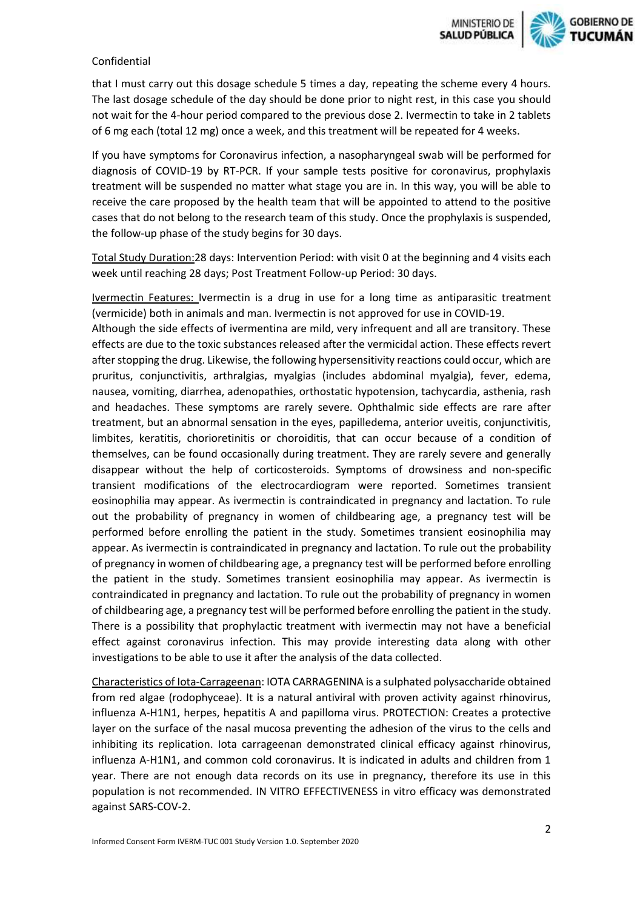Confidential

that I must carry out this dosage schedule 5 times a day, repeating the scheme every 4 hours. The last dosage schedule of the day should be done prior to night rest, in this case you should not wait for the 4-hour period compared to the previous dose 2. Ivermectin to take in 2 tablets of 6 mg each (total 12 mg) once a week, and this treatment will be repeated for 4 weeks.

If you have symptoms for Coronavirus infection, a nasopharyngeal swab will be performed for diagnosis of COVID-19 by RT-PCR. If your sample tests positive for coronavirus, prophylaxis treatment will be suspended no matter what stage you are in. In this way, you will be able to receive the care proposed by the health team that will be appointed to attend to the positive cases that do not belong to the research team of this study. Once the prophylaxis is suspended, the follow-up phase of the study begins for 30 days.

Total Study Duration:28 days: Intervention Period: with visit 0 at the beginning and 4 visits each week until reaching 28 days; Post Treatment Follow-up Period: 30 days.

Ivermectin Features: Ivermectin is a drug in use for a long time as antiparasitic treatment (vermicide) both in animals and man. Ivermectin is not approved for use in COVID-19.
Although the side effects of ivermentina are mild, very infrequent and all are transitory. These effects are due to the toxic substances released after the vermicidal action. These effects revert after stopping the drug. Likewise, the following hypersensitivity reactions could occur, which are pruritus, conjunctivitis, arthralgias, myalgias (includes abdominal myalgia), fever, edema, nausea, vomiting, diarrhea, adenopathies, orthostatic hypotension, tachycardia, asthenia, rash and headaches. These symptoms are rarely severe. Ophthalmic side effects are rare after treatment, but an abnormal sensation in the eyes, papilledema, anterior uveitis, conjunctivitis, limbites, keratitis, chorioretinitis or choroiditis, that can occur because of a condition of themselves, can be found occasionally during treatment. They are rarely severe and generally disappear without the help of corticosteroids. Symptoms of drowsiness and non-specific transient modifications of the electrocardiogram were reported. Sometimes transient eosinophilia may appear. As ivermectin is contraindicated in pregnancy and lactation. To rule out the probability of pregnancy in women of childbearing age, a pregnancy test will be performed before enrolling the patient in the study. Sometimes transient eosinophilia may appear. As ivermectin is contraindicated in pregnancy and lactation. To rule out the probability of pregnancy in women of childbearing age, a pregnancy test will be performed before enrolling the patient in the study. Sometimes transient eosinophilia may appear. As ivermectin is contraindicated in pregnancy and lactation. To rule out the probability of pregnancy in women of childbearing age, a pregnancy test will be performed before enrolling the patient in the study. There is a possibility that prophylactic treatment with ivermectin may not have a beneficial effect against coronavirus infection. This may provide interesting data along with other investigations to be able to use it after the analysis of the data collected.

Characteristics of Iota-Carrageenan: IOTA CARRAGENINA is a sulphated polysaccharide obtained from red algae (rodophyceae). It is a natural antiviral with proven activity against rhinovirus, influenza A-H1N1, herpes, hepatitis A and papilloma virus. PROTECTION: Creates a protective layer on the surface of the nasal mucosa preventing the adhesion of the virus to the cells and inhibiting its replication. Iota carrageenan demonstrated clinical efficacy against rhinovirus, influenza A-H1N1, and common cold coronavirus. It is indicated in adults and children from 1 year. There are not enough data records on its use in pregnancy, therefore its use in this population is not recommended. IN VITRO EFFECTIVENESS in vitro efficacy was demonstrated against SARS-COV-2.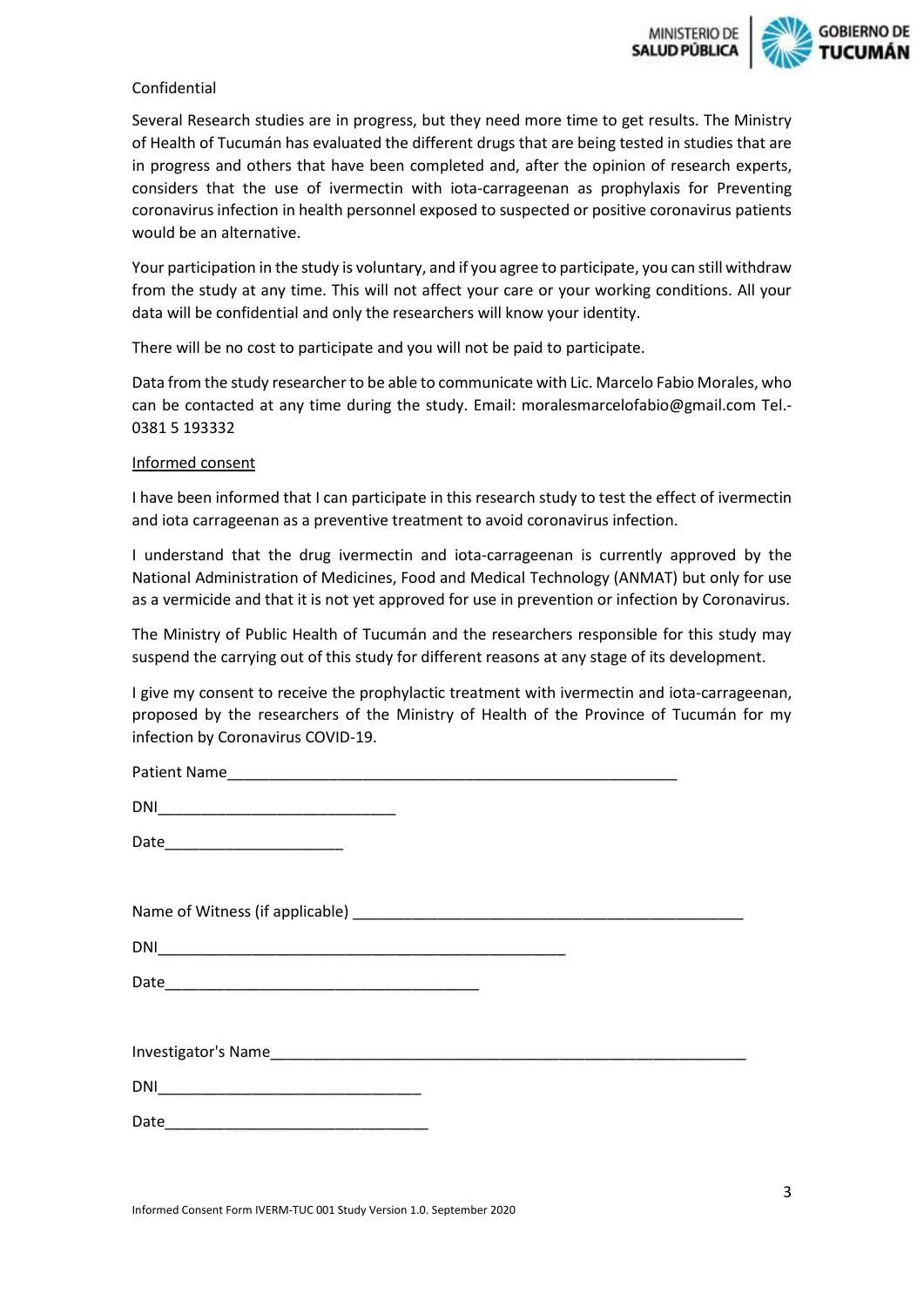Confidential

Several Research studies are in progress, but they need more time to get results. The Ministry of Health of Tucumán has evaluated the different drugs that are being tested in studies that are in progress and others that have been completed and, after the opinion of research experts, considers that the use of ivermectin with iota-carrageenan as prophylaxis for Preventing coronavirus infection in health personnel exposed to suspected or positive coronavirus patients would be an alternative.

Your participation in the study is voluntary, and if you agree to participate, you can still withdraw from the study at any time. This will not affect your care or your working conditions. All your data will be confidential and only the researchers will know your identity.

There will be no cost to participate and you will not be paid to participate.

Data from the study researcher to be able to communicate with Lic. Marcelo Fabio Morales, who can be contacted at any time during the study. Email: moralesmarcelofabio@gmail.com Tel.- 0381 5 193332

<u>Informed consent</u>

I have been informed that I can participate in this research study to test the effect of ivermectin and iota carrageenan as a preventive treatment to avoid coronavirus infection.

I understand that the drug ivermectin and iota-carrageenan is currently approved by the National Administration of Medicines, Food and Medical Technology (ANMAT) but only for use as a vermicide and that it is not yet approved for use in prevention or infection by Coronavirus.

The Ministry of Public Health of Tucumán and the researchers responsible for this study may suspend the carrying out of this study for different reasons at any stage of its development.

I give my consent to receive the prophylactic treatment with ivermectin and iota-carrageenan, proposed by the researchers of the Ministry of Health of the Province of Tucumán for my infection by Coronavirus COVID-19.

Patient Name_______________________________________________________

DNI____________________________

Date_____________________

Name of Witness (if applicable) ______________________________________________

DNI________________________________________________

Date_____________________________________

Investigator's Name________________________________________________________

DNI_______________________________

Date_______________________________

Informed Consent Form IVERM-TUC 001 Study Version 1.0. September 2020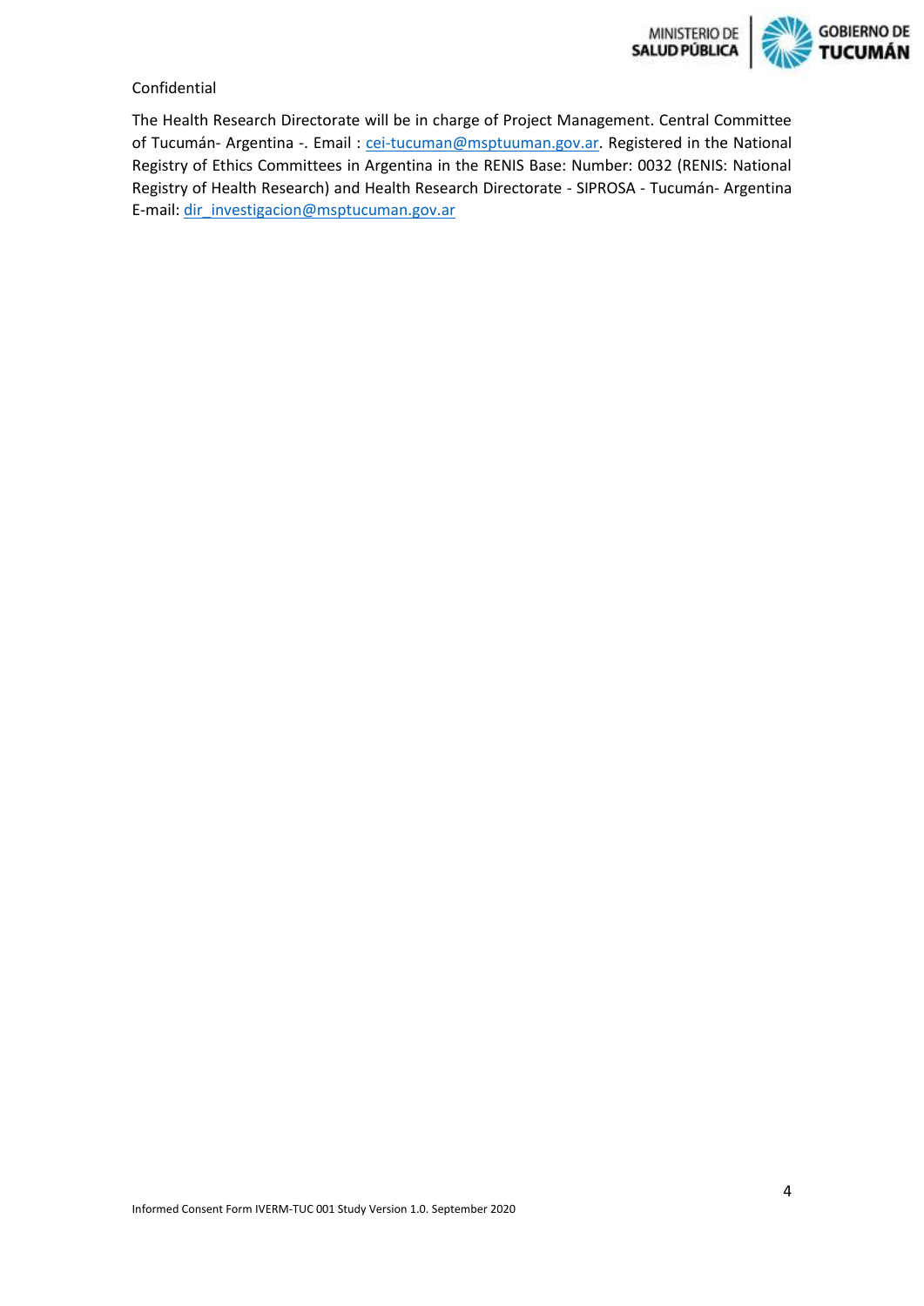Confidential

The Health Research Directorate will be in charge of Project Management. Central Committee of Tucumán- Argentina -. Email : cei-tucuman@msptuuman.gov.ar. Registered in the National Registry of Ethics Committees in Argentina in the RENIS Base: Number: 0032 (RENIS: National Registry of Health Research) and Health Research Directorate - SIPROSA - Tucumán- Argentina E-mail: dir_investigacion@msptucuman.gov.ar